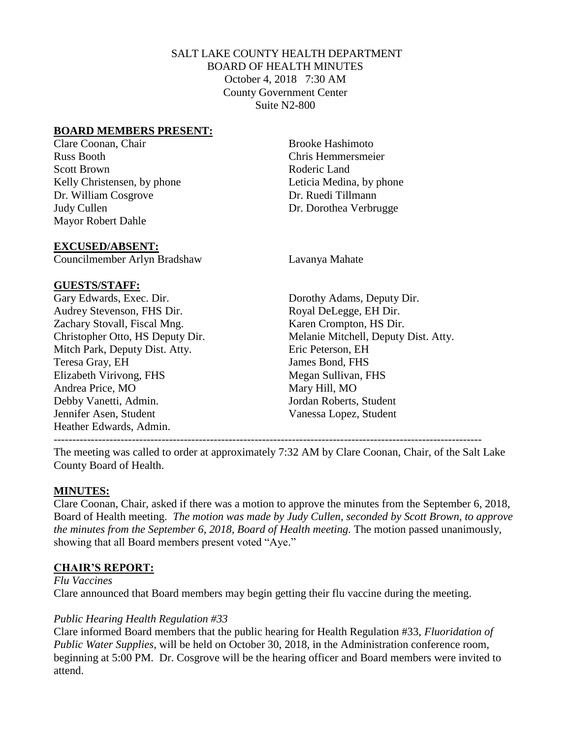SALT LAKE COUNTY HEALTH DEPARTMENT
BOARD OF HEALTH MINUTES
October 4, 2018 7:30 AM
County Government Center
Suite N2-800

**BOARD MEMBERS PRESENT:**

Clare Coonan, Chair
Russ Booth
Scott Brown
Kelly Christensen, by phone
Dr. William Cosgrove
Judy Cullen
Mayor Robert Dahle
Brooke Hashimoto
Chris Hemmersmeier
Roderic Land
Leticia Medina, by phone
Dr. Ruedi Tillmann
Dr. Dorothea Verbrugge

**EXCUSED/ABSENT:**

Councilmember Arlyn Bradshaw
Lavanya Mahate

**GUESTS/STAFF:**

Gary Edwards, Exec. Dir.
Audrey Stevenson, FHS Dir.
Zachary Stovall, Fiscal Mng.
Christopher Otto, HS Deputy Dir.
Mitch Park, Deputy Dist. Atty.
Teresa Gray, EH
Elizabeth Virivong, FHS
Andrea Price, MO
Debby Vanetti, Admin.
Jennifer Asen, Student
Heather Edwards, Admin.
Dorothy Adams, Deputy Dir.
Royal DeLegge, EH Dir.
Karen Crompton, HS Dir.
Melanie Mitchell, Deputy Dist. Atty.
Eric Peterson, EH
James Bond, FHS
Megan Sullivan, FHS
Mary Hill, MO
Jordan Roberts, Student
Vanessa Lopez, Student

---

The meeting was called to order at approximately 7:32 AM by Clare Coonan, Chair, of the Salt Lake County Board of Health.

**MINUTES:**

Clare Coonan, Chair, asked if there was a motion to approve the minutes from the September 6, 2018, Board of Health meeting. *The motion was made by Judy Cullen, seconded by Scott Brown, to approve the minutes from the September 6, 2018, Board of Health meeting.* The motion passed unanimously, showing that all Board members present voted "Aye."

**CHAIR'S REPORT:**

*Flu Vaccines*

Clare announced that Board members may begin getting their flu vaccine during the meeting.

*Public Hearing Health Regulation #33*

Clare informed Board members that the public hearing for Health Regulation #33, *Fluoridation of Public Water Supplies*, will be held on October 30, 2018, in the Administration conference room, beginning at 5:00 PM. Dr. Cosgrove will be the hearing officer and Board members were invited to attend.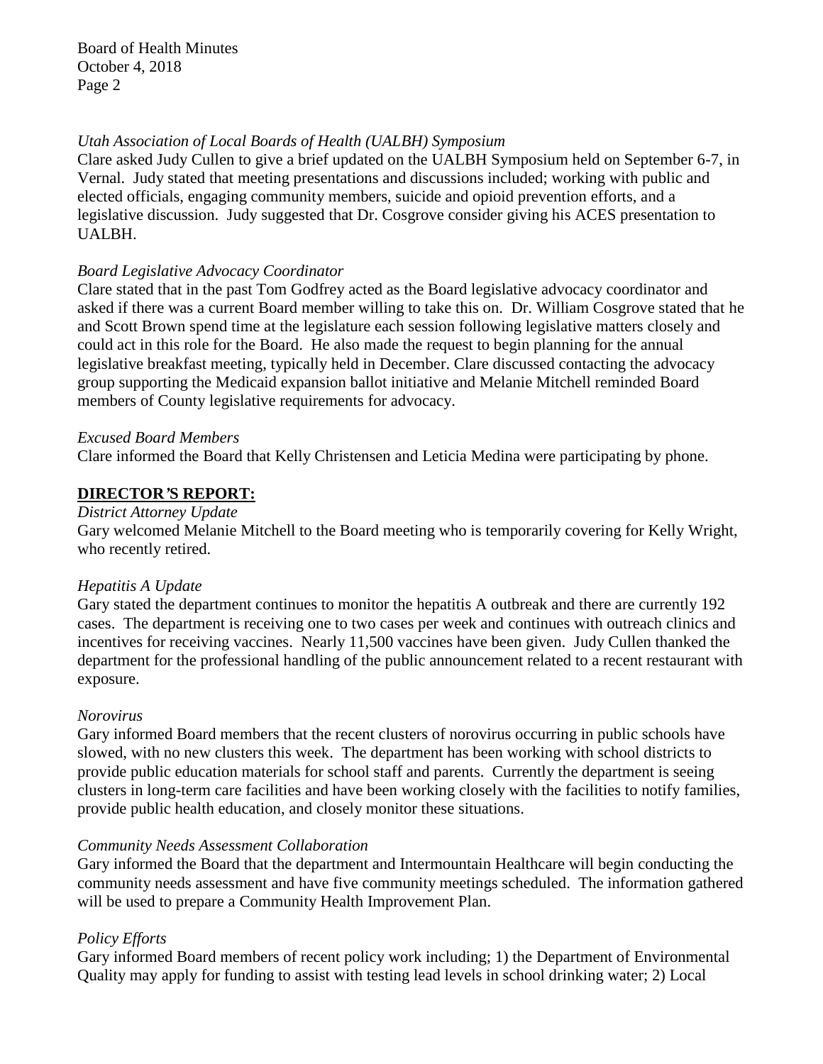*Utah Association of Local Boards of Health (UALBH) Symposium*
Clare asked Judy Cullen to give a brief updated on the UALBH Symposium held on September 6-7, in Vernal. Judy stated that meeting presentations and discussions included; working with public and elected officials, engaging community members, suicide and opioid prevention efforts, and a legislative discussion. Judy suggested that Dr. Cosgrove consider giving his ACES presentation to UALBH.

*Board Legislative Advocacy Coordinator*
Clare stated that in the past Tom Godfrey acted as the Board legislative advocacy coordinator and asked if there was a current Board member willing to take this on. Dr. William Cosgrove stated that he and Scott Brown spend time at the legislature each session following legislative matters closely and could act in this role for the Board. He also made the request to begin planning for the annual legislative breakfast meeting, typically held in December. Clare discussed contacting the advocacy group supporting the Medicaid expansion ballot initiative and Melanie Mitchell reminded Board members of County legislative requirements for advocacy.

*Excused Board Members*
Clare informed the Board that Kelly Christensen and Leticia Medina were participating by phone.

## DIRECTOR'S REPORT:

*District Attorney Update*
Gary welcomed Melanie Mitchell to the Board meeting who is temporarily covering for Kelly Wright, who recently retired.

*Hepatitis A Update*
Gary stated the department continues to monitor the hepatitis A outbreak and there are currently 192 cases. The department is receiving one to two cases per week and continues with outreach clinics and incentives for receiving vaccines. Nearly 11,500 vaccines have been given. Judy Cullen thanked the department for the professional handling of the public announcement related to a recent restaurant with exposure.

*Norovirus*
Gary informed Board members that the recent clusters of norovirus occurring in public schools have slowed, with no new clusters this week. The department has been working with school districts to provide public education materials for school staff and parents. Currently the department is seeing clusters in long-term care facilities and have been working closely with the facilities to notify families, provide public health education, and closely monitor these situations.

*Community Needs Assessment Collaboration*
Gary informed the Board that the department and Intermountain Healthcare will begin conducting the community needs assessment and have five community meetings scheduled. The information gathered will be used to prepare a Community Health Improvement Plan.

*Policy Efforts*
Gary informed Board members of recent policy work including; 1) the Department of Environmental Quality may apply for funding to assist with testing lead levels in school drinking water; 2) Local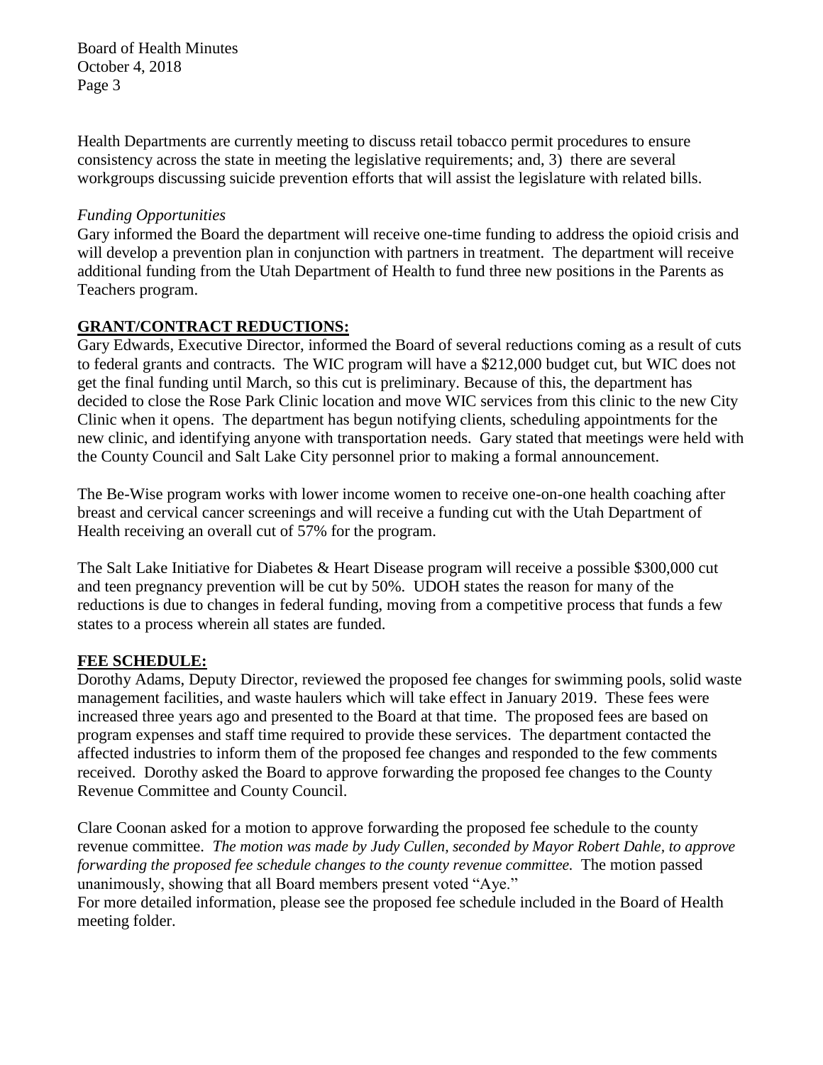Health Departments are currently meeting to discuss retail tobacco permit procedures to ensure consistency across the state in meeting the legislative requirements; and, 3) there are several workgroups discussing suicide prevention efforts that will assist the legislature with related bills.

*Funding Opportunities*

Gary informed the Board the department will receive one-time funding to address the opioid crisis and will develop a prevention plan in conjunction with partners in treatment. The department will receive additional funding from the Utah Department of Health to fund three new positions in the Parents as Teachers program.

**GRANT/CONTRACT REDUCTIONS:**

Gary Edwards, Executive Director, informed the Board of several reductions coming as a result of cuts to federal grants and contracts. The WIC program will have a $212,000 budget cut, but WIC does not get the final funding until March, so this cut is preliminary. Because of this, the department has decided to close the Rose Park Clinic location and move WIC services from this clinic to the new City Clinic when it opens. The department has begun notifying clients, scheduling appointments for the new clinic, and identifying anyone with transportation needs. Gary stated that meetings were held with the County Council and Salt Lake City personnel prior to making a formal announcement.

The Be-Wise program works with lower income women to receive one-on-one health coaching after breast and cervical cancer screenings and will receive a funding cut with the Utah Department of Health receiving an overall cut of 57% for the program.

The Salt Lake Initiative for Diabetes & Heart Disease program will receive a possible $300,000 cut and teen pregnancy prevention will be cut by 50%. UDOH states the reason for many of the reductions is due to changes in federal funding, moving from a competitive process that funds a few states to a process wherein all states are funded.

**FEE SCHEDULE:**

Dorothy Adams, Deputy Director, reviewed the proposed fee changes for swimming pools, solid waste management facilities, and waste haulers which will take effect in January 2019. These fees were increased three years ago and presented to the Board at that time. The proposed fees are based on program expenses and staff time required to provide these services. The department contacted the affected industries to inform them of the proposed fee changes and responded to the few comments received. Dorothy asked the Board to approve forwarding the proposed fee changes to the County Revenue Committee and County Council.

Clare Coonan asked for a motion to approve forwarding the proposed fee schedule to the county revenue committee. *The motion was made by Judy Cullen, seconded by Mayor Robert Dahle, to approve forwarding the proposed fee schedule changes to the county revenue committee.* The motion passed unanimously, showing that all Board members present voted "Aye."

For more detailed information, please see the proposed fee schedule included in the Board of Health meeting folder.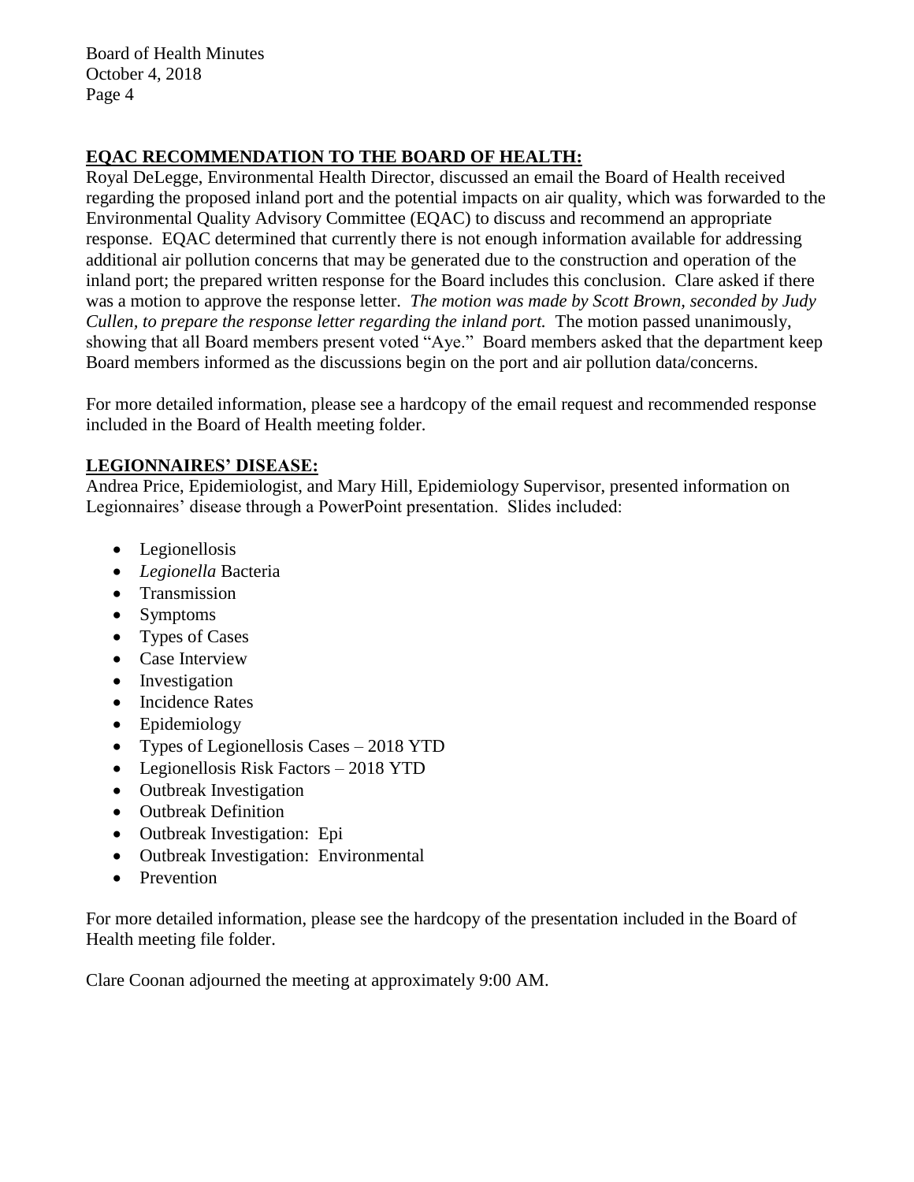## EQAC RECOMMENDATION TO THE BOARD OF HEALTH:

Royal DeLegge, Environmental Health Director, discussed an email the Board of Health received regarding the proposed inland port and the potential impacts on air quality, which was forwarded to the Environmental Quality Advisory Committee (EQAC) to discuss and recommend an appropriate response. EQAC determined that currently there is not enough information available for addressing additional air pollution concerns that may be generated due to the construction and operation of the inland port; the prepared written response for the Board includes this conclusion. Clare asked if there was a motion to approve the response letter. *The motion was made by Scott Brown, seconded by Judy Cullen, to prepare the response letter regarding the inland port.* The motion passed unanimously, showing that all Board members present voted "Aye." Board members asked that the department keep Board members informed as the discussions begin on the port and air pollution data/concerns.

For more detailed information, please see a hardcopy of the email request and recommended response included in the Board of Health meeting folder.

## LEGIONNAIRES' DISEASE:

Andrea Price, Epidemiologist, and Mary Hill, Epidemiology Supervisor, presented information on Legionnaires' disease through a PowerPoint presentation. Slides included:

- Legionellosis
- *Legionella* Bacteria
- Transmission
- Symptoms
- Types of Cases
- Case Interview
- Investigation
- Incidence Rates
- Epidemiology
- Types of Legionellosis Cases – 2018 YTD
- Legionellosis Risk Factors – 2018 YTD
- Outbreak Investigation
- Outbreak Definition
- Outbreak Investigation: Epi
- Outbreak Investigation: Environmental
- Prevention

For more detailed information, please see the hardcopy of the presentation included in the Board of Health meeting file folder.

Clare Coonan adjourned the meeting at approximately 9:00 AM.